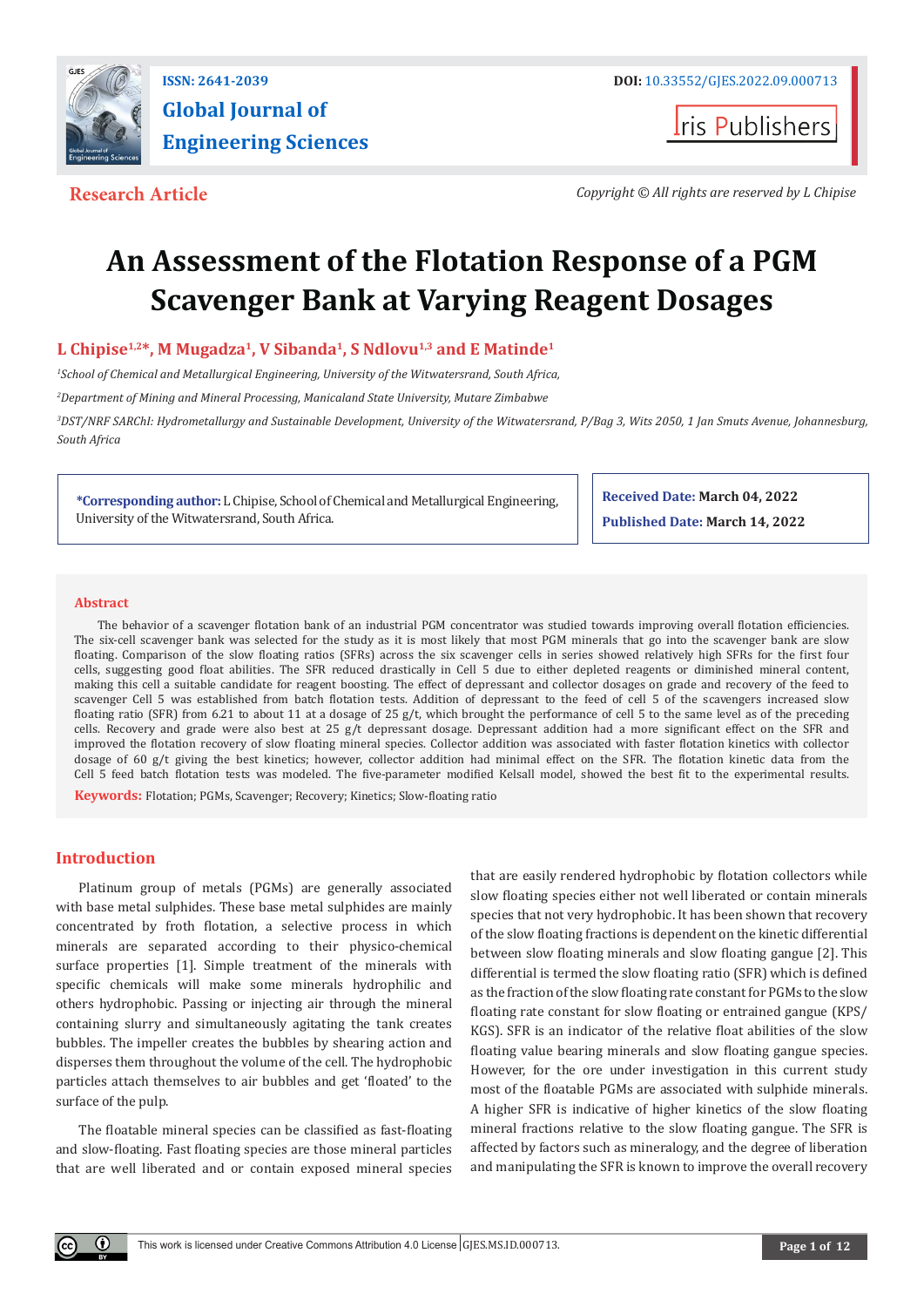ISSN: 2641-2039

**Global Journal of Engineering Sciences**

DOI: 10.33552/GJES.2022.09.000713

Iris Publishers

**Research Article**

*Copyright © All rights are reserved by L Chipise*

# An Assessment of the Flotation Response of a PGM Scavenger Bank at Varying Reagent Dosages

**L Chipise[1,2]*, M Mugadza[1], V Sibanda[1], S Ndlovu[1,3] and E Matinde[1]**

[1]*School of Chemical and Metallurgical Engineering, University of the Witwatersrand, South Africa,*

[2]*Department of Mining and Mineral Processing, Manicaland State University, Mutare Zimbabwe*

[3]*DST/NRF SARChI: Hydrometallurgy and Sustainable Development, University of the Witwatersrand, P/Bag 3, Wits 2050, 1 Jan Smuts Avenue, Johannesburg, South Africa*

***Corresponding author:** L Chipise, School of Chemical and Metallurgical Engineering, University of the Witwatersrand, South Africa.

**Received Date:** March 04, 2022

**Published Date:** March 14, 2022

## Abstract

The behavior of a scavenger flotation bank of an industrial PGM concentrator was studied towards improving overall flotation efficiencies. The six-cell scavenger bank was selected for the study as it is most likely that most PGM minerals that go into the scavenger bank are slow floating. Comparison of the slow floating ratios (SFRs) across the six scavenger cells in series showed relatively high SFRs for the first four cells, suggesting good float abilities. The SFR reduced drastically in Cell 5 due to either depleted reagents or diminished mineral content, making this cell a suitable candidate for reagent boosting. The effect of depressant and collector dosages on grade and recovery of the feed to scavenger Cell 5 was established from batch flotation tests. Addition of depressant to the feed of cell 5 of the scavengers increased slow floating ratio (SFR) from 6.21 to about 11 at a dosage of 25 g/t, which brought the performance of cell 5 to the same level as of the preceding cells. Recovery and grade were also best at 25 g/t depressant dosage. Depressant addition had a more significant effect on the SFR and improved the flotation recovery of slow floating mineral species. Collector addition was associated with faster flotation kinetics with collector dosage of 60 g/t giving the best kinetics; however, collector addition had minimal effect on the SFR. The flotation kinetic data from the Cell 5 feed batch flotation tests was modeled. The five-parameter modified Kelsall model, showed the best fit to the experimental results.

**Keywords:** Flotation; PGMs, Scavenger; Recovery; Kinetics; Slow-floating ratio

## Introduction

Platinum group of metals (PGMs) are generally associated with base metal sulphides. These base metal sulphides are mainly concentrated by froth flotation, a selective process in which minerals are separated according to their physico-chemical surface properties [1]. Simple treatment of the minerals with specific chemicals will make some minerals hydrophilic and others hydrophobic. Passing or injecting air through the mineral containing slurry and simultaneously agitating the tank creates bubbles. The impeller creates the bubbles by shearing action and disperses them throughout the volume of the cell. The hydrophobic particles attach themselves to air bubbles and get 'floated' to the surface of the pulp.

The floatable mineral species can be classified as fast-floating and slow-floating. Fast floating species are those mineral particles that are well liberated and or contain exposed mineral species that are easily rendered hydrophobic by flotation collectors while slow floating species either not well liberated or contain minerals species that not very hydrophobic. It has been shown that recovery of the slow floating fractions is dependent on the kinetic differential between slow floating minerals and slow floating gangue [2]. This differential is termed the slow floating ratio (SFR) which is defined as the fraction of the slow floating rate constant for PGMs to the slow floating rate constant for slow floating or entrained gangue (KPS/KGS). SFR is an indicator of the relative float abilities of the slow floating value bearing minerals and slow floating gangue species. However, for the ore under investigation in this current study most of the floatable PGMs are associated with sulphide minerals. A higher SFR is indicative of higher kinetics of the slow floating mineral fractions relative to the slow floating gangue. The SFR is affected by factors such as mineralogy, and the degree of liberation and manipulating the SFR is known to improve the overall recovery

This work is licensed under Creative Commons Attribution 4.0 License | GJES.MS.ID.000713.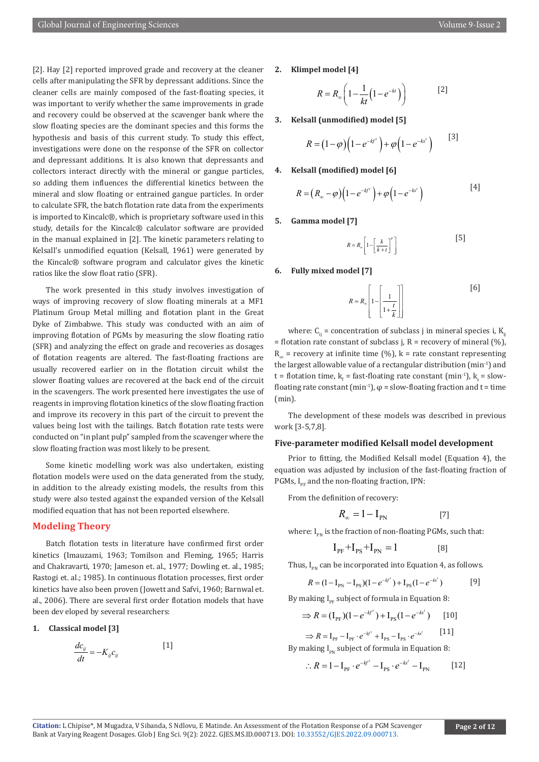[2]. Hay [2] reported improved grade and recovery at the cleaner cells after manipulating the SFR by depressant additions. Since the cleaner cells are mainly composed of the fast-floating species, it was important to verify whether the same improvements in grade and recovery could be observed at the scavenger bank where the slow floating species are the dominant species and this forms the hypothesis and basis of this current study. To study this effect, investigations were done on the response of the SFR on collector and depressant additions. It is also known that depressants and collectors interact directly with the mineral or gangue particles, so adding them influences the differential kinetics between the mineral and slow floating or entrained gangue particles. In order to calculate SFR, the batch flotation rate data from the experiments is imported to Kincalc®, which is proprietary software used in this study, details for the Kincalc® calculator software are provided in the manual explained in [2]. The kinetic parameters relating to Kelsall's unmodified equation (Kelsall, 1961) were generated by the Kincalc® software program and calculator gives the kinetic ratios like the slow float ratio (SFR).

The work presented in this study involves investigation of ways of improving recovery of slow floating minerals at a MF1 Platinum Group Metal milling and flotation plant in the Great Dyke of Zimbabwe. This study was conducted with an aim of improving flotation of PGMs by measuring the slow floating ratio (SFR) and analyzing the effect on grade and recoveries as dosages of flotation reagents are altered. The fast-floating fractions are usually recovered earlier on in the flotation circuit whilst the slower floating values are recovered at the back end of the circuit in the scavengers. The work presented here investigates the use of reagents in improving flotation kinetics of the slow floating fraction and improve its recovery in this part of the circuit to prevent the values being lost with the tailings. Batch flotation rate tests were conducted on "in plant pulp" sampled from the scavenger where the slow floating fraction was most likely to be present.

Some kinetic modelling work was also undertaken, existing flotation models were used on the data generated from the study, in addition to the already existing models, the results from this study were also tested against the expanded version of the Kelsall modified equation that has not been reported elsewhere.

## Modeling Theory

Batch flotation tests in literature have confirmed first order kinetics (Imauzami, 1963; Tomilson and Fleming, 1965; Harris and Chakravarti, 1970; Jameson et. al., 1977; Dowling et. al., 1985; Rastogi et. al.; 1985). In continuous flotation processes, first order kinetics have also been proven (Jowett and Safvi, 1960; Barnwal et. al., 2006). There are several first order flotation models that have been dev eloped by several researchers:

1. **Classical model [3]**

$$\frac{dc_{ij}}{dt} = -K_{ij}c_{ij} \qquad [1]$$

2. **Klimpel model [4]**

$$R = R_{\infty}\left(1 - \frac{1}{kt}\left(1 - e^{-kt}\right)\right) \qquad [2]$$

3. **Kelsall (unmodified) model [5]**

$$R = \left(1-\varphi\right)\left(1-e^{-k_f t}\right) + \varphi\left(1-e^{-k_s t}\right) \qquad [3]$$

4. **Kelsall (modified) model [6]**

$$R = \left(R_{\infty}-\varphi\right)\left(1-e^{-k_f t}\right) + \varphi\left(1-e^{-k_s t}\right) \qquad [4]$$

5. **Gamma model [7]**

$$R = R_{\infty}\left[1 - \left[\frac{k}{k+t}\right]^{P}\right] \qquad [5]$$

6. **Fully mixed model [7]**

$$R = R_{\infty}\left[1 - \left[\frac{1}{1+\frac{t}{k}}\right]\right] \qquad [6]$$

where: $C_{ij}$ = concentration of subclass j in mineral species i, $K_{ij}$ = flotation rate constant of subclass j, R = recovery of mineral (%), $R_{\infty}$ = recovery at infinite time (%), k = rate constant representing the largest allowable value of a rectangular distribution (min$^{-1}$) and t = flotation time, $k_f$ = fast-floating rate constant (min$^{-1}$), $k_s$ = slow-floating rate constant (min$^{-1}$), φ = slow-floating fraction and t = time (min).

The development of these models was described in previous work [3-5,7,8].

### Five-parameter modified Kelsall model development

Prior to fitting, the Modified Kelsall model (Equation 4), the equation was adjusted by inclusion of the fast-floating fraction of PGMs, $I_{PF}$ and the non-floating fraction, IPN:

From the definition of recovery:

$$R_{\infty} = 1 - I_{PN} \qquad [7]$$

where: $I_{PN}$ is the fraction of non-floating PGMs, such that:

$$I_{PF} + I_{PS} + I_{PN} = 1 \qquad [8]$$

Thus, $I_{PN}$ can be incorporated into Equation 4, as follows.

$$R = (1 - I_{PN} - I_{PS})(1 - e^{-k_f t}) + I_{PS}(1 - e^{-k_s t}) \qquad [9]$$

By making $I_{PF}$ subject of formula in Equation 8:

$$\Rightarrow R = (I_{PF})(1 - e^{-k_f t}) + I_{PS}(1 - e^{-k_s t}) \qquad [10]$$

$$\Rightarrow R = I_{PF} - I_{PF} \cdot e^{-k_f t} + I_{PS} - I_{PS} \cdot e^{-k_s t} \qquad [11]$$

By making $I_{PN}$ subject of formula in Equation 8:

$$\therefore R = 1 - I_{PF} \cdot e^{-k_f t} - I_{PS} \cdot e^{-k_s t} - I_{PN} \qquad [12]$$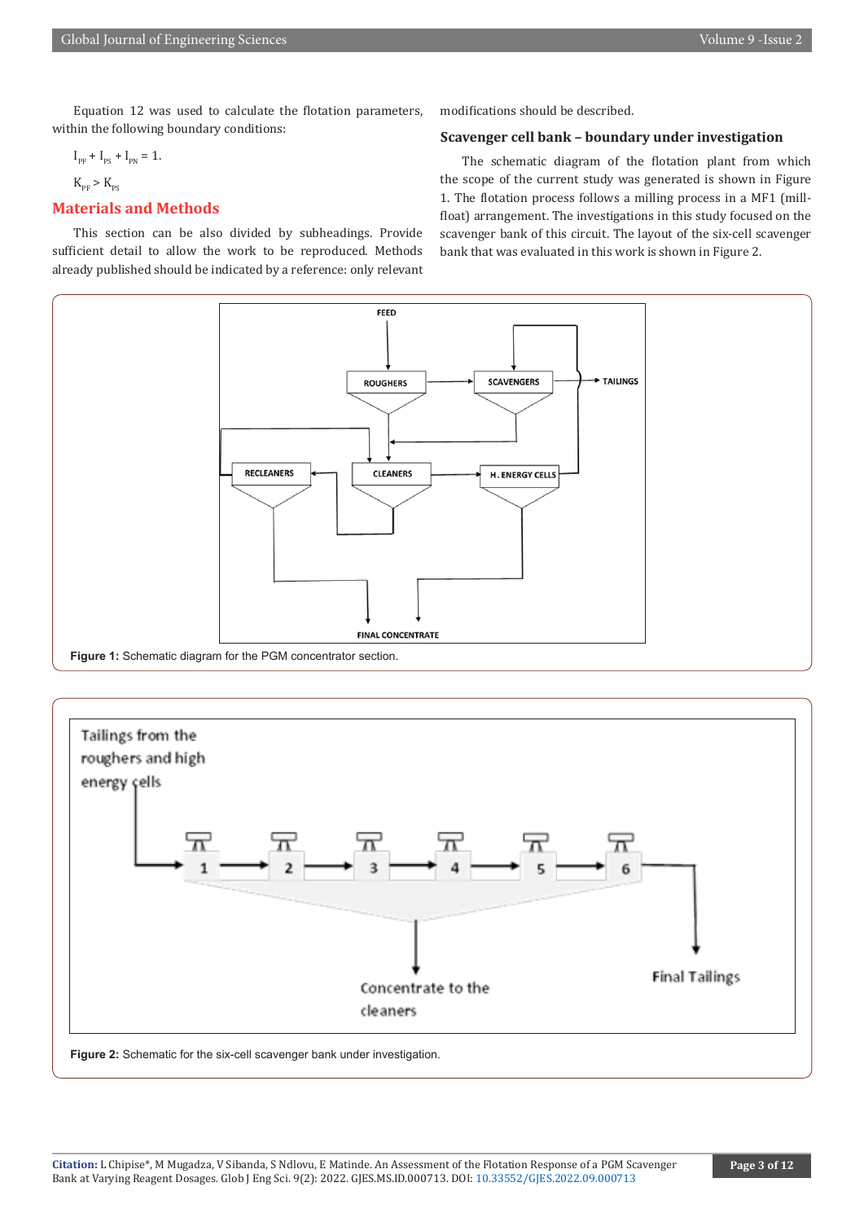Equation 12 was used to calculate the flotation parameters, within the following boundary conditions:

$I_{PF} + I_{PS} + I_{PN} = 1.$

$K_{PF} > K_{PS}$

## Materials and Methods

This section can be also divided by subheadings. Provide sufficient detail to allow the work to be reproduced. Methods already published should be indicated by a reference: only relevant modifications should be described.

### Scavenger cell bank – boundary under investigation

The schematic diagram of the flotation plant from which the scope of the current study was generated is shown in Figure 1. The flotation process follows a milling process in a MF1 (mill-float) arrangement. The investigations in this study focused on the scavenger bank of this circuit. The layout of the six-cell scavenger bank that was evaluated in this work is shown in Figure 2.

**Figure 1:** Schematic diagram for the PGM concentrator section.

**Figure 2:** Schematic for the six-cell scavenger bank under investigation.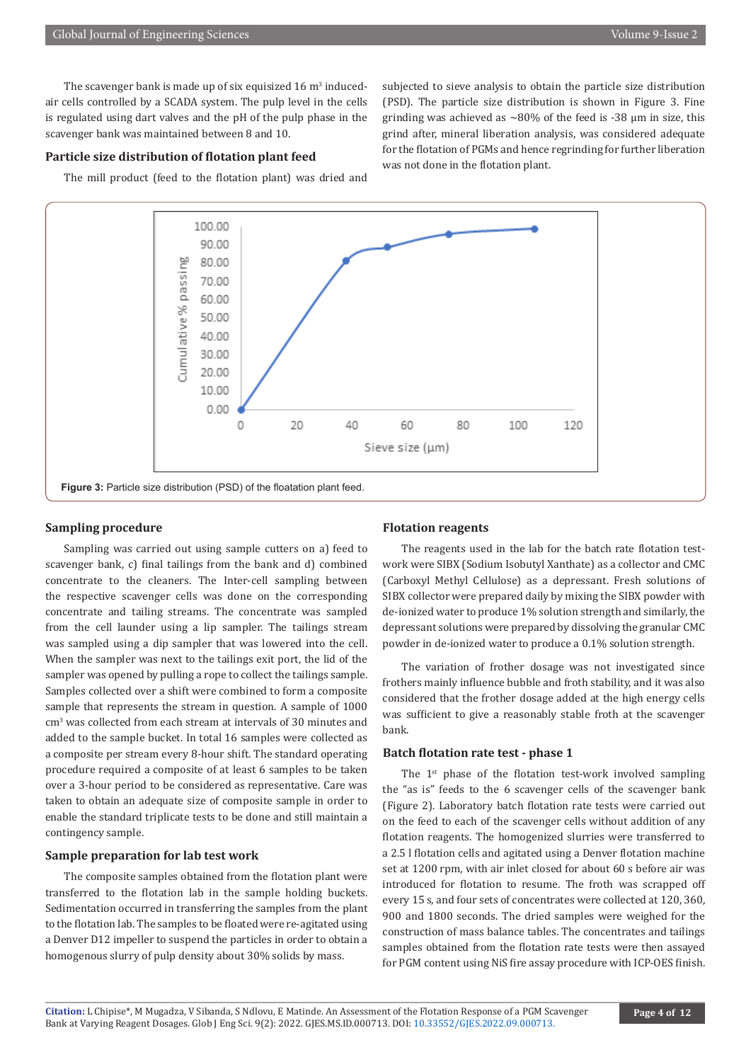The scavenger bank is made up of six equisized 16 $m^3$ induced-air cells controlled by a SCADA system. The pulp level in the cells is regulated using dart valves and the pH of the pulp phase in the scavenger bank was maintained between 8 and 10.

### Particle size distribution of flotation plant feed

The mill product (feed to the flotation plant) was dried and subjected to sieve analysis to obtain the particle size distribution (PSD). The particle size distribution is shown in Figure 3. Fine grinding was achieved as ~80% of the feed is -38 µm in size, this grind after, mineral liberation analysis, was considered adequate for the flotation of PGMs and hence regrinding for further liberation was not done in the flotation plant.

**Figure 3:** Particle size distribution (PSD) of the floatation plant feed.

### Sampling procedure

Sampling was carried out using sample cutters on a) feed to scavenger bank, c) final tailings from the bank and d) combined concentrate to the cleaners. The Inter-cell sampling between the respective scavenger cells was done on the corresponding concentrate and tailing streams. The concentrate was sampled from the cell launder using a lip sampler. The tailings stream was sampled using a dip sampler that was lowered into the cell. When the sampler was next to the tailings exit port, the lid of the sampler was opened by pulling a rope to collect the tailings sample. Samples collected over a shift were combined to form a composite sample that represents the stream in question. A sample of 1000 $cm^3$ was collected from each stream at intervals of 30 minutes and added to the sample bucket. In total 16 samples were collected as a composite per stream every 8-hour shift. The standard operating procedure required a composite of at least 6 samples to be taken over a 3-hour period to be considered as representative. Care was taken to obtain an adequate size of composite sample in order to enable the standard triplicate tests to be done and still maintain a contingency sample.

### Sample preparation for lab test work

The composite samples obtained from the flotation plant were transferred to the flotation lab in the sample holding buckets. Sedimentation occurred in transferring the samples from the plant to the flotation lab. The samples to be floated were re-agitated using a Denver D12 impeller to suspend the particles in order to obtain a homogenous slurry of pulp density about 30% solids by mass.

### Flotation reagents

The reagents used in the lab for the batch rate flotation test-work were SIBX (Sodium Isobutyl Xanthate) as a collector and CMC (Carboxyl Methyl Cellulose) as a depressant. Fresh solutions of SIBX collector were prepared daily by mixing the SIBX powder with de-ionized water to produce 1% solution strength and similarly, the depressant solutions were prepared by dissolving the granular CMC powder in de-ionized water to produce a 0.1% solution strength.

The variation of frother dosage was not investigated since frothers mainly influence bubble and froth stability, and it was also considered that the frother dosage added at the high energy cells was sufficient to give a reasonably stable froth at the scavenger bank.

### Batch flotation rate test - phase 1

The 1st phase of the flotation test-work involved sampling the "as is" feeds to the 6 scavenger cells of the scavenger bank (Figure 2). Laboratory batch flotation rate tests were carried out on the feed to each of the scavenger cells without addition of any flotation reagents. The homogenized slurries were transferred to a 2.5 l flotation cells and agitated using a Denver flotation machine set at 1200 rpm, with air inlet closed for about 60 s before air was introduced for flotation to resume. The froth was scrapped off every 15 s, and four sets of concentrates were collected at 120, 360, 900 and 1800 seconds. The dried samples were weighed for the construction of mass balance tables. The concentrates and tailings samples obtained from the flotation rate tests were then assayed for PGM content using NiS fire assay procedure with ICP-OES finish.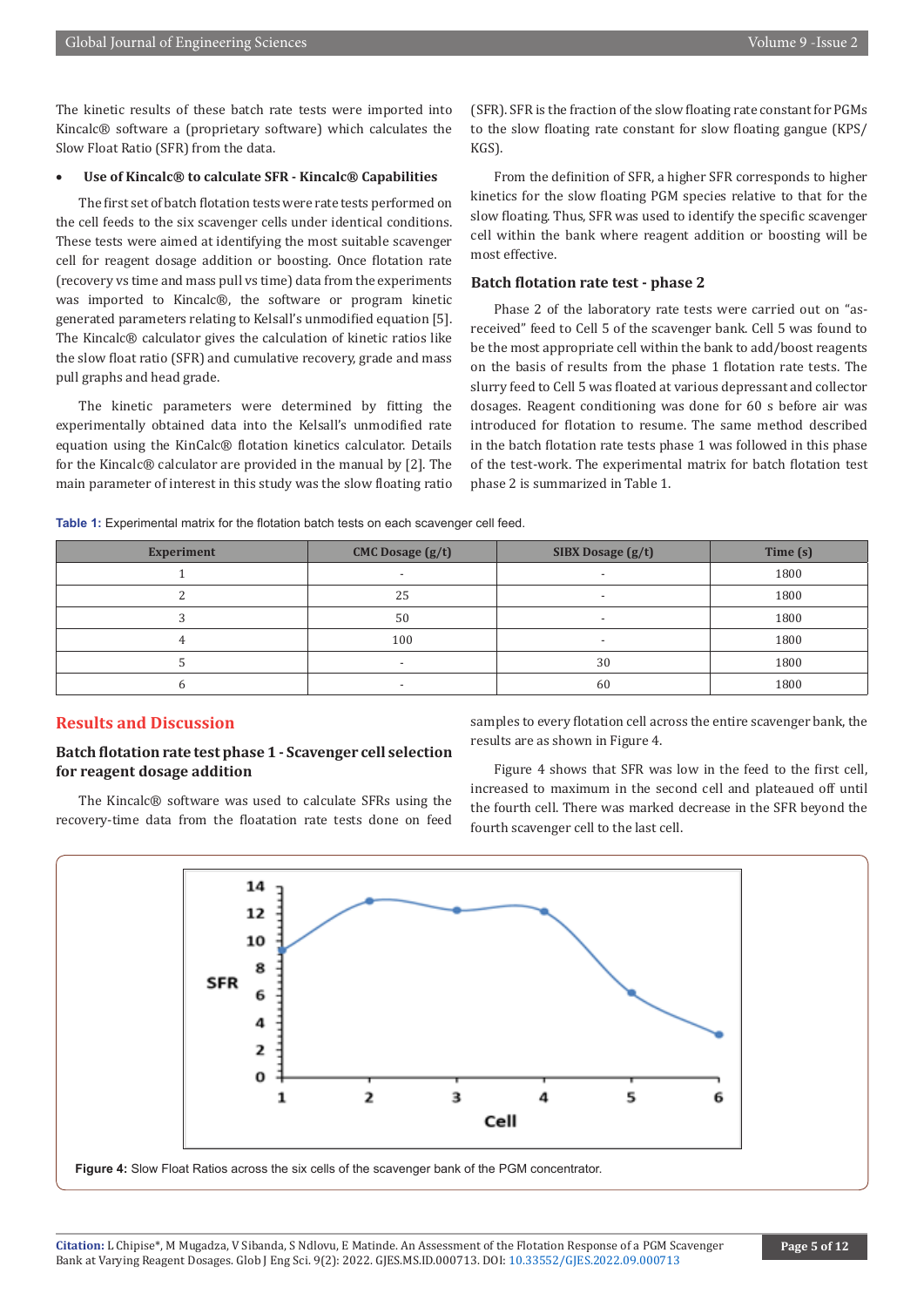The kinetic results of these batch rate tests were imported into Kincalc® software a (proprietary software) which calculates the Slow Float Ratio (SFR) from the data.

- **Use of Kincalc® to calculate SFR - Kincalc® Capabilities**

The first set of batch flotation tests were rate tests performed on the cell feeds to the six scavenger cells under identical conditions. These tests were aimed at identifying the most suitable scavenger cell for reagent dosage addition or boosting. Once flotation rate (recovery vs time and mass pull vs time) data from the experiments was imported to Kincalc®, the software or program kinetic generated parameters relating to Kelsall's unmodified equation [5]. The Kincalc® calculator gives the calculation of kinetic ratios like the slow float ratio (SFR) and cumulative recovery, grade and mass pull graphs and head grade.

The kinetic parameters were determined by fitting the experimentally obtained data into the Kelsall's unmodified rate equation using the KinCalc® flotation kinetics calculator. Details for the Kincalc® calculator are provided in the manual by [2]. The main parameter of interest in this study was the slow floating ratio (SFR). SFR is the fraction of the slow floating rate constant for PGMs to the slow floating rate constant for slow floating gangue (KPS/KGS).

From the definition of SFR, a higher SFR corresponds to higher kinetics for the slow floating PGM species relative to that for the slow floating. Thus, SFR was used to identify the specific scavenger cell within the bank where reagent addition or boosting will be most effective.

### Batch flotation rate test - phase 2

Phase 2 of the laboratory rate tests were carried out on "as-received" feed to Cell 5 of the scavenger bank. Cell 5 was found to be the most appropriate cell within the bank to add/boost reagents on the basis of results from the phase 1 flotation rate tests. The slurry feed to Cell 5 was floated at various depressant and collector dosages. Reagent conditioning was done for 60 s before air was introduced for flotation to resume. The same method described in the batch flotation rate tests phase 1 was followed in this phase of the test-work. The experimental matrix for batch flotation test phase 2 is summarized in Table 1.

**Table 1:** Experimental matrix for the flotation batch tests on each scavenger cell feed.

| Experiment | CMC Dosage (g/t) | SIBX Dosage (g/t) | Time (s) |
|---|---|---|---|
| 1 | - | - | 1800 |
| 2 | 25 | - | 1800 |
| 3 | 50 | - | 1800 |
| 4 | 100 | - | 1800 |
| 5 | - | 30 | 1800 |
| 6 | - | 60 | 1800 |

## Results and Discussion

### Batch flotation rate test phase 1 - Scavenger cell selection for reagent dosage addition

The Kincalc® software was used to calculate SFRs using the recovery-time data from the floatation rate tests done on feed samples to every flotation cell across the entire scavenger bank, the results are as shown in Figure 4.

Figure 4 shows that SFR was low in the feed to the first cell, increased to maximum in the second cell and plateaued off until the fourth cell. There was marked decrease in the SFR beyond the fourth scavenger cell to the last cell.

**Figure 4:** Slow Float Ratios across the six cells of the scavenger bank of the PGM concentrator.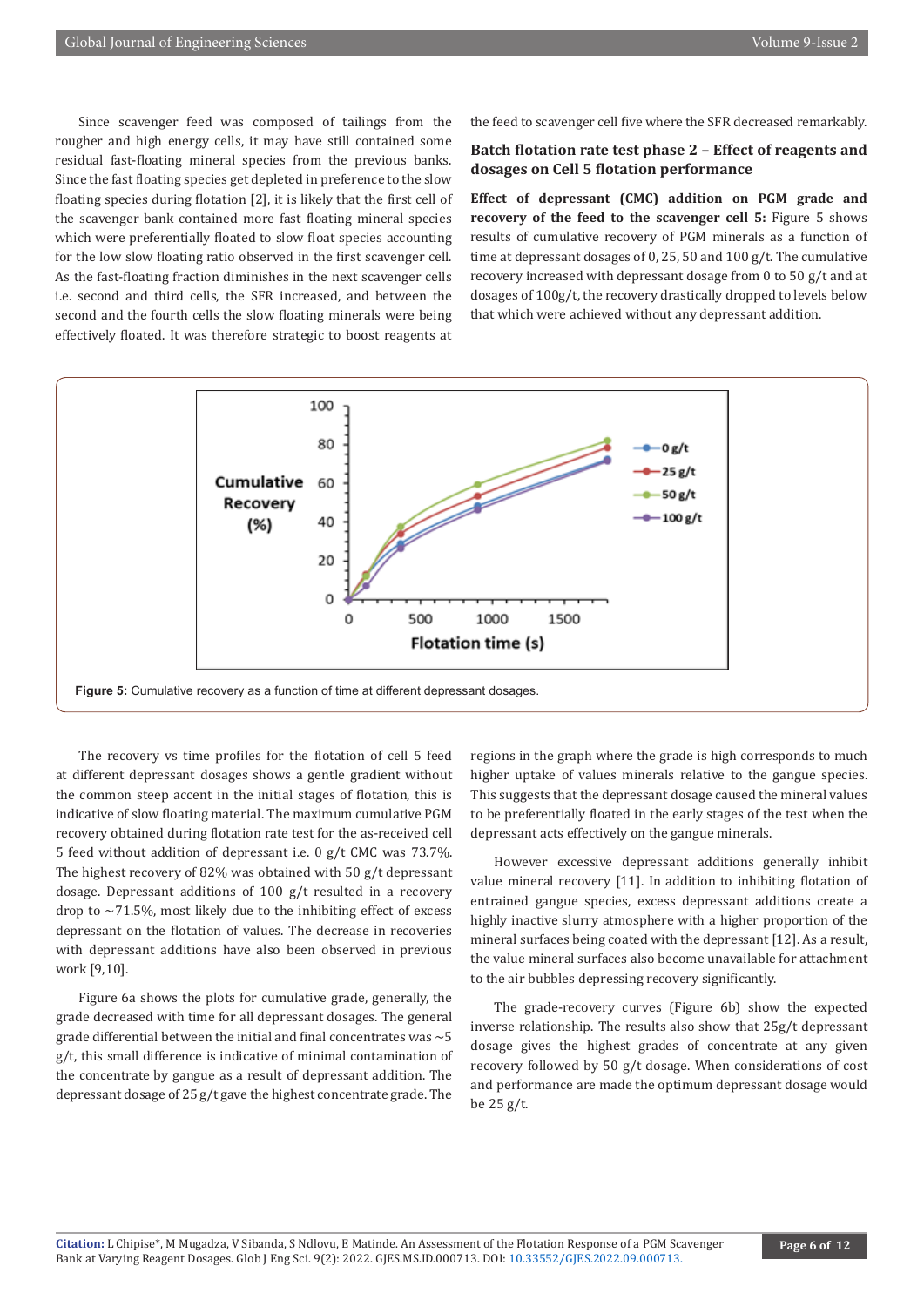Since scavenger feed was composed of tailings from the rougher and high energy cells, it may have still contained some residual fast-floating mineral species from the previous banks. Since the fast floating species get depleted in preference to the slow floating species during flotation [2], it is likely that the first cell of the scavenger bank contained more fast floating mineral species which were preferentially floated to slow float species accounting for the low slow floating ratio observed in the first scavenger cell. As the fast-floating fraction diminishes in the next scavenger cells i.e. second and third cells, the SFR increased, and between the second and the fourth cells the slow floating minerals were being effectively floated. It was therefore strategic to boost reagents at the feed to scavenger cell five where the SFR decreased remarkably.

## Batch flotation rate test phase 2 – Effect of reagents and dosages on Cell 5 flotation performance

**Effect of depressant (CMC) addition on PGM grade and recovery of the feed to the scavenger cell 5:** Figure 5 shows results of cumulative recovery of PGM minerals as a function of time at depressant dosages of 0, 25, 50 and 100 g/t. The cumulative recovery increased with depressant dosage from 0 to 50 g/t and at dosages of 100g/t, the recovery drastically dropped to levels below that which were achieved without any depressant addition.

**Figure 5:** Cumulative recovery as a function of time at different depressant dosages.

The recovery vs time profiles for the flotation of cell 5 feed at different depressant dosages shows a gentle gradient without the common steep accent in the initial stages of flotation, this is indicative of slow floating material. The maximum cumulative PGM recovery obtained during flotation rate test for the as-received cell 5 feed without addition of depressant i.e. 0 g/t CMC was 73.7%. The highest recovery of 82% was obtained with 50 g/t depressant dosage. Depressant additions of 100 g/t resulted in a recovery drop to ~71.5%, most likely due to the inhibiting effect of excess depressant on the flotation of values. The decrease in recoveries with depressant additions have also been observed in previous work [9,10].

Figure 6a shows the plots for cumulative grade, generally, the grade decreased with time for all depressant dosages. The general grade differential between the initial and final concentrates was ~5 g/t, this small difference is indicative of minimal contamination of the concentrate by gangue as a result of depressant addition. The depressant dosage of 25 g/t gave the highest concentrate grade. The regions in the graph where the grade is high corresponds to much higher uptake of values minerals relative to the gangue species. This suggests that the depressant dosage caused the mineral values to be preferentially floated in the early stages of the test when the depressant acts effectively on the gangue minerals.

However excessive depressant additions generally inhibit value mineral recovery [11]. In addition to inhibiting flotation of entrained gangue species, excess depressant additions create a highly inactive slurry atmosphere with a higher proportion of the mineral surfaces being coated with the depressant [12]. As a result, the value mineral surfaces also become unavailable for attachment to the air bubbles depressing recovery significantly.

The grade-recovery curves (Figure 6b) show the expected inverse relationship. The results also show that 25g/t depressant dosage gives the highest grades of concentrate at any given recovery followed by 50 g/t dosage. When considerations of cost and performance are made the optimum depressant dosage would be 25 g/t.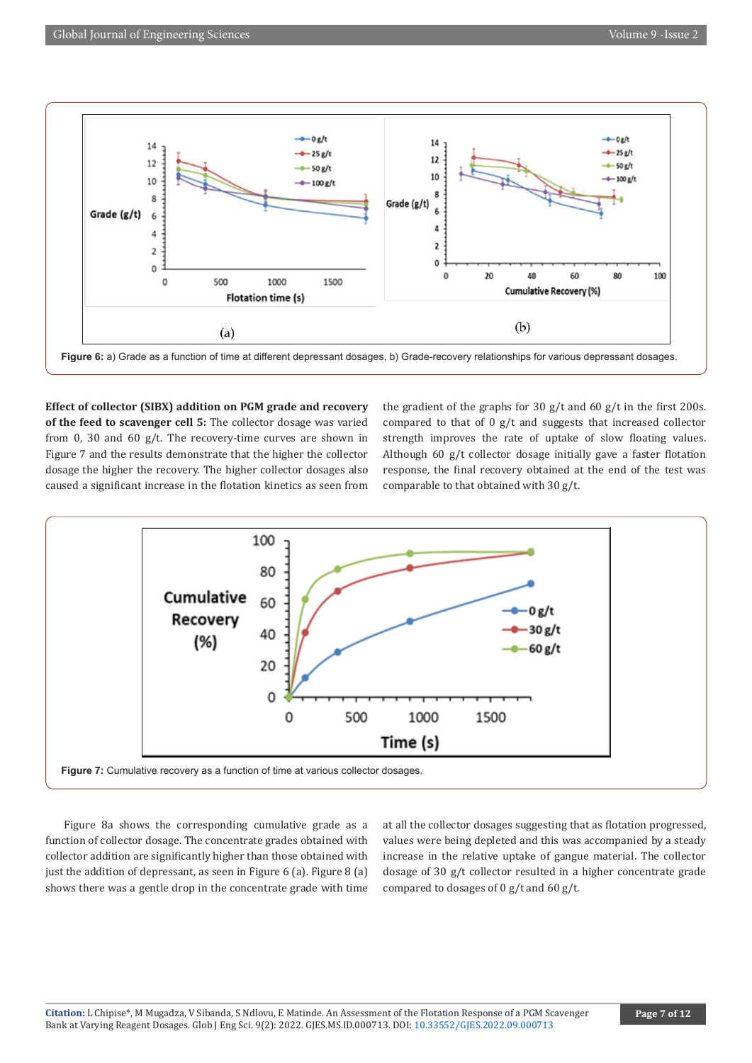Figure 6: a) Grade as a function of time at different depressant dosages, b) Grade-recovery relationships for various depressant dosages.

**Effect of collector (SIBX) addition on PGM grade and recovery of the feed to scavenger cell 5:** The collector dosage was varied from 0, 30 and 60 g/t. The recovery-time curves are shown in Figure 7 and the results demonstrate that the higher the collector dosage the higher the recovery. The higher collector dosages also caused a significant increase in the flotation kinetics as seen from the gradient of the graphs for 30 g/t and 60 g/t in the first 200s. compared to that of 0 g/t and suggests that increased collector strength improves the rate of uptake of slow floating values. Although 60 g/t collector dosage initially gave a faster flotation response, the final recovery obtained at the end of the test was comparable to that obtained with 30 g/t.

Figure 7: Cumulative recovery as a function of time at various collector dosages.

Figure 8a shows the corresponding cumulative grade as a function of collector dosage. The concentrate grades obtained with collector addition are significantly higher than those obtained with just the addition of depressant, as seen in Figure 6 (a). Figure 8 (a) shows there was a gentle drop in the concentrate grade with time at all the collector dosages suggesting that as flotation progressed, values were being depleted and this was accompanied by a steady increase in the relative uptake of gangue material. The collector dosage of 30 g/t collector resulted in a higher concentrate grade compared to dosages of 0 g/t and 60 g/t.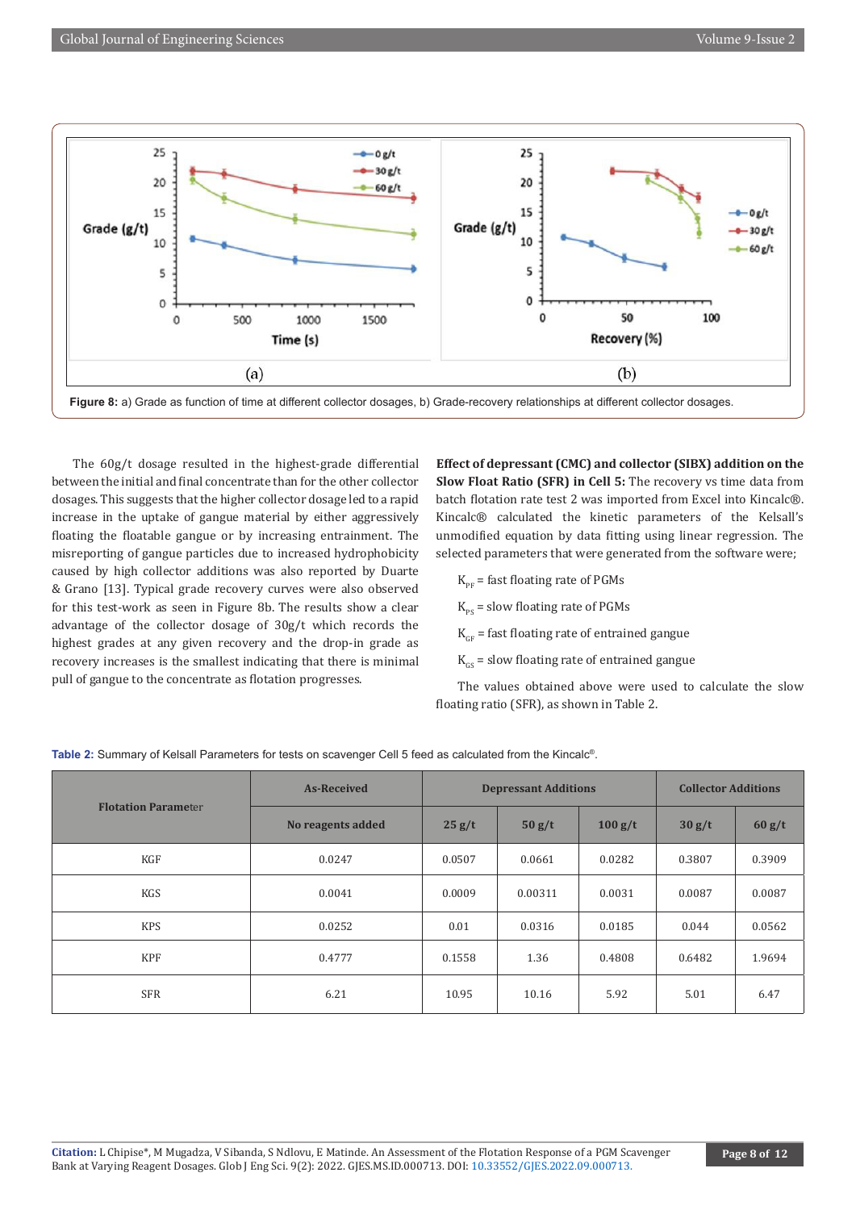**Figure 8:** a) Grade as function of time at different collector dosages, b) Grade-recovery relationships at different collector dosages.

The 60g/t dosage resulted in the highest-grade differential between the initial and final concentrate than for the other collector dosages. This suggests that the higher collector dosage led to a rapid increase in the uptake of gangue material by either aggressively floating the floatable gangue or by increasing entrainment. The misreporting of gangue particles due to increased hydrophobicity caused by high collector additions was also reported by Duarte & Grano [13]. Typical grade recovery curves were also observed for this test-work as seen in Figure 8b. The results show a clear advantage of the collector dosage of 30g/t which records the highest grades at any given recovery and the drop-in grade as recovery increases is the smallest indicating that there is minimal pull of gangue to the concentrate as flotation progresses.

**Effect of depressant (CMC) and collector (SIBX) addition on the Slow Float Ratio (SFR) in Cell 5:** The recovery vs time data from batch flotation rate test 2 was imported from Excel into Kincalc®. Kincalc® calculated the kinetic parameters of the Kelsall's unmodified equation by data fitting using linear regression. The selected parameters that were generated from the software were;

$K_{PF}$ = fast floating rate of PGMs

$K_{PS}$ = slow floating rate of PGMs

$K_{GF}$ = fast floating rate of entrained gangue

$K_{GS}$ = slow floating rate of entrained gangue

The values obtained above were used to calculate the slow floating ratio (SFR), as shown in Table 2.

**Table 2:** Summary of Kelsall Parameters for tests on scavenger Cell 5 feed as calculated from the Kincalc®.

| Flotation Parameter | As-Received | Depressant Additions | | | Collector Additions | |
|---|---|---|---|---|---|---|
| | No reagents added | 25 g/t | 50 g/t | 100 g/t | 30 g/t | 60 g/t |
| KGF | 0.0247 | 0.0507 | 0.0661 | 0.0282 | 0.3807 | 0.3909 |
| KGS | 0.0041 | 0.0009 | 0.00311 | 0.0031 | 0.0087 | 0.0087 |
| KPS | 0.0252 | 0.01 | 0.0316 | 0.0185 | 0.044 | 0.0562 |
| KPF | 0.4777 | 0.1558 | 1.36 | 0.4808 | 0.6482 | 1.9694 |
| SFR | 6.21 | 10.95 | 10.16 | 5.92 | 5.01 | 6.47 |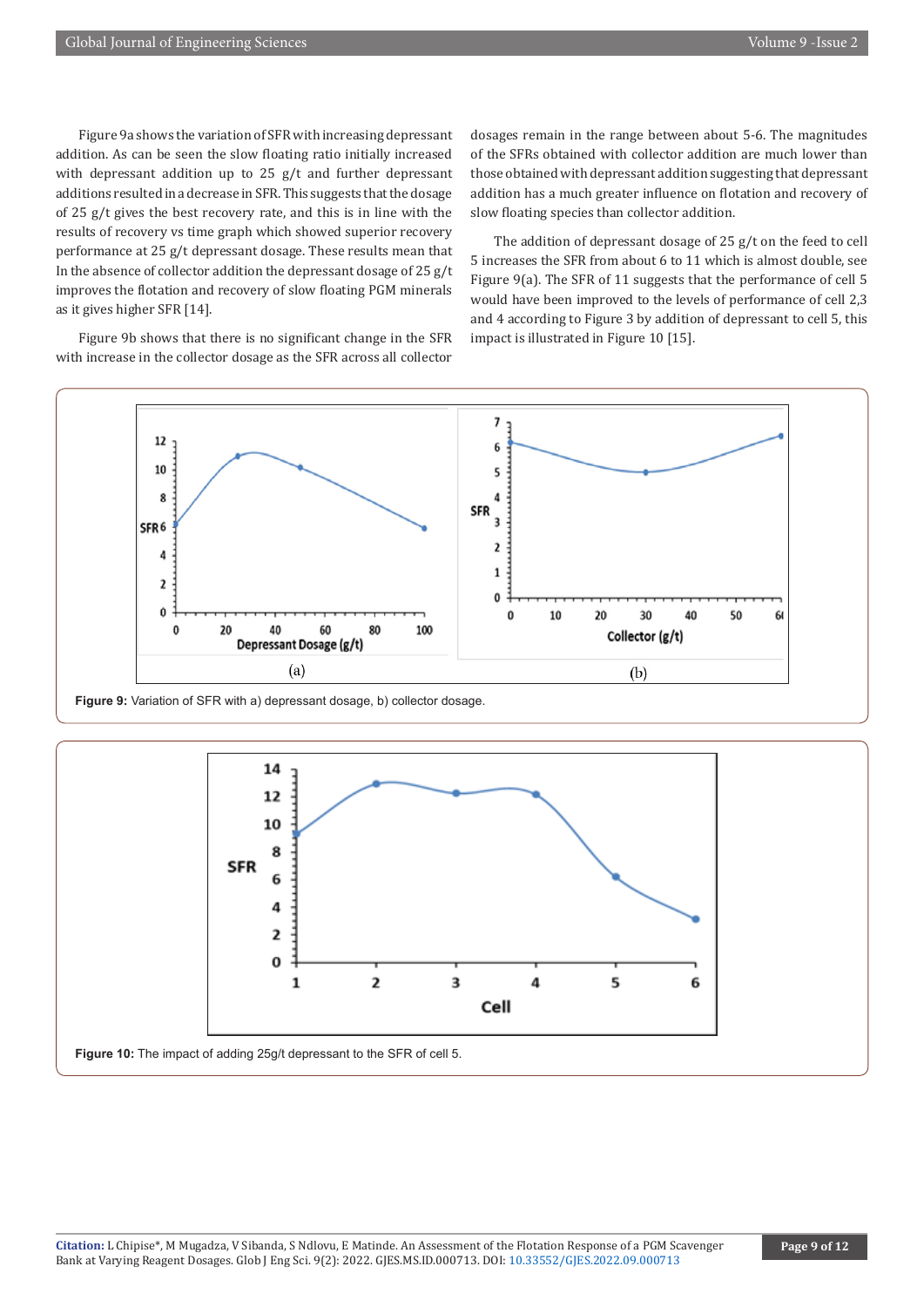Figure 9a shows the variation of SFR with increasing depressant addition. As can be seen the slow floating ratio initially increased with depressant addition up to 25 g/t and further depressant additions resulted in a decrease in SFR. This suggests that the dosage of 25 g/t gives the best recovery rate, and this is in line with the results of recovery vs time graph which showed superior recovery performance at 25 g/t depressant dosage. These results mean that In the absence of collector addition the depressant dosage of 25 g/t improves the flotation and recovery of slow floating PGM minerals as it gives higher SFR [14].

Figure 9b shows that there is no significant change in the SFR with increase in the collector dosage as the SFR across all collector dosages remain in the range between about 5-6. The magnitudes of the SFRs obtained with collector addition are much lower than those obtained with depressant addition suggesting that depressant addition has a much greater influence on flotation and recovery of slow floating species than collector addition.

The addition of depressant dosage of 25 g/t on the feed to cell 5 increases the SFR from about 6 to 11 which is almost double, see Figure 9(a). The SFR of 11 suggests that the performance of cell 5 would have been improved to the levels of performance of cell 2,3 and 4 according to Figure 3 by addition of depressant to cell 5, this impact is illustrated in Figure 10 [15].

**Figure 9:** Variation of SFR with a) depressant dosage, b) collector dosage.

**Figure 10:** The impact of adding 25g/t depressant to the SFR of cell 5.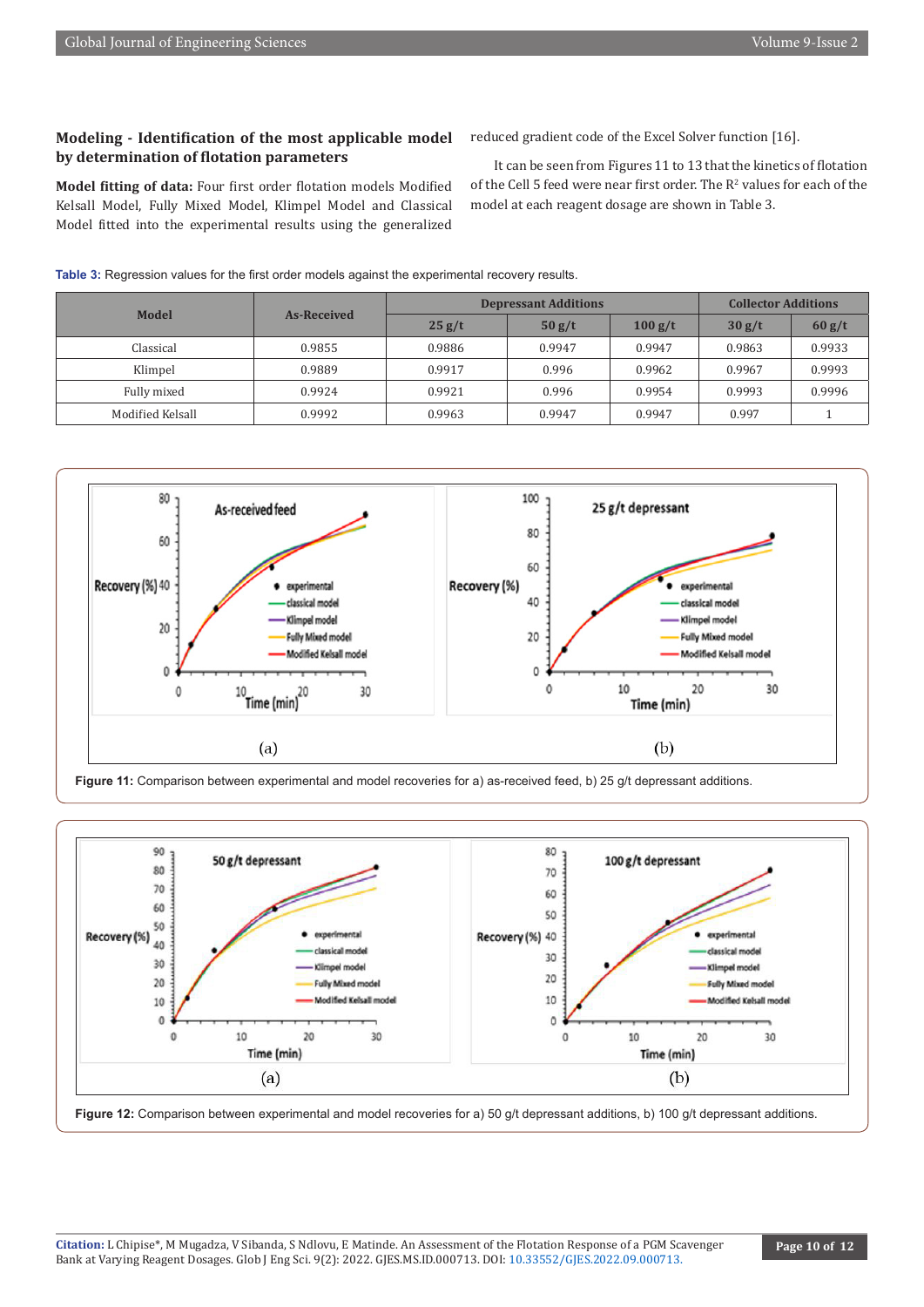### Modeling - Identification of the most applicable model by determination of flotation parameters

**Model fitting of data:** Four first order flotation models Modified Kelsall Model, Fully Mixed Model, Klimpel Model and Classical Model fitted into the experimental results using the generalized reduced gradient code of the Excel Solver function [16].

It can be seen from Figures 11 to 13 that the kinetics of flotation of the Cell 5 feed were near first order. The $R^2$ values for each of the model at each reagent dosage are shown in Table 3.

**Table 3:** Regression values for the first order models against the experimental recovery results.

| Model | As-Received | Depressant Additions | | | Collector Additions | |
|---|---|---|---|---|---|---|
| | | 25 g/t | 50 g/t | 100 g/t | 30 g/t | 60 g/t |
| Classical | 0.9855 | 0.9886 | 0.9947 | 0.9947 | 0.9863 | 0.9933 |
| Klimpel | 0.9889 | 0.9917 | 0.996 | 0.9962 | 0.9967 | 0.9993 |
| Fully mixed | 0.9924 | 0.9921 | 0.996 | 0.9954 | 0.9993 | 0.9996 |
| Modified Kelsall | 0.9992 | 0.9963 | 0.9947 | 0.9947 | 0.997 | 1 |

**Figure 11:** Comparison between experimental and model recoveries for a) as-received feed, b) 25 g/t depressant additions.

**Figure 12:** Comparison between experimental and model recoveries for a) 50 g/t depressant additions, b) 100 g/t depressant additions.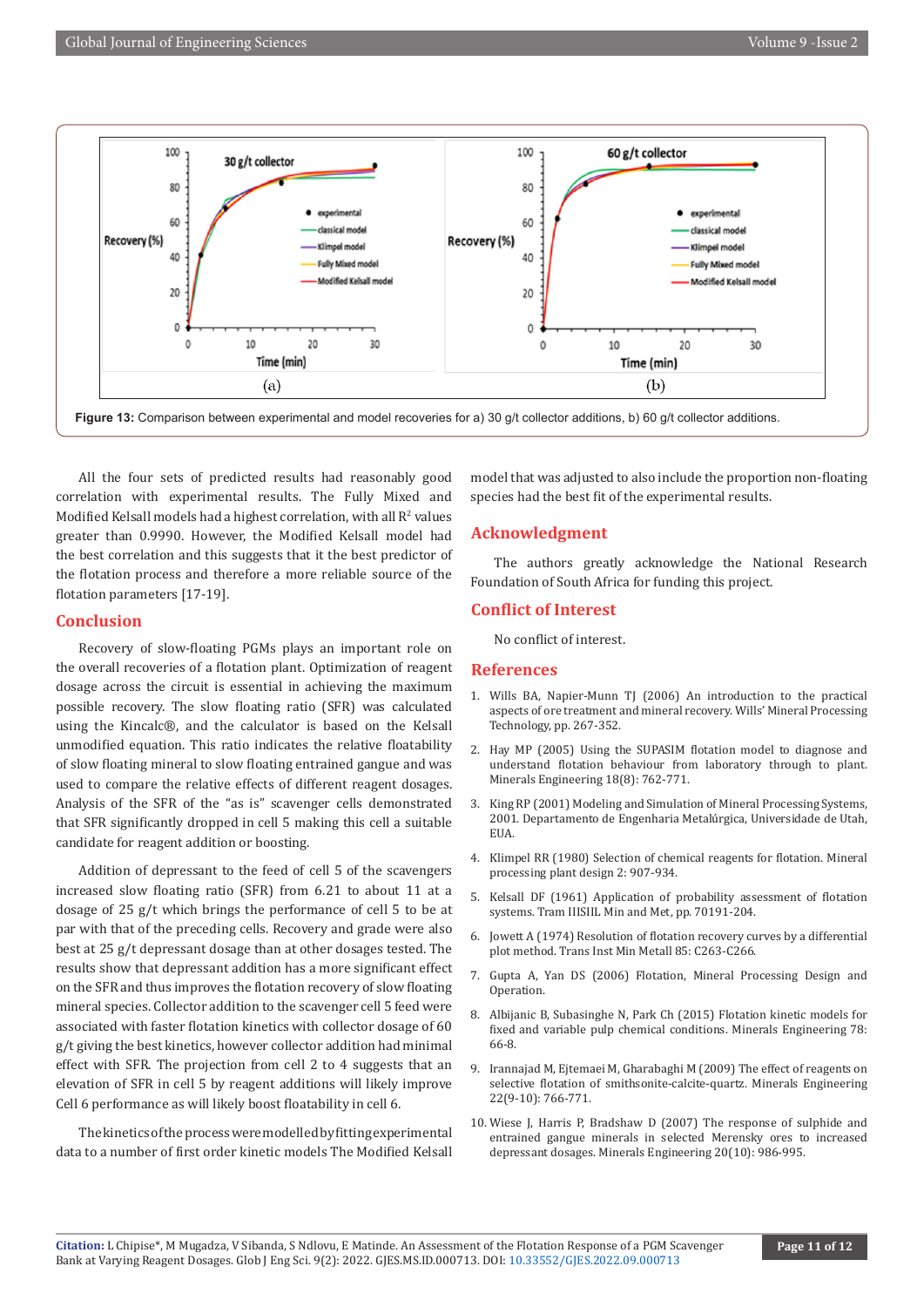Figure 13: Comparison between experimental and model recoveries for a) 30 g/t collector additions, b) 60 g/t collector additions.

All the four sets of predicted results had reasonably good correlation with experimental results. The Fully Mixed and Modified Kelsall models had a highest correlation, with all $R^2$ values greater than 0.9990. However, the Modified Kelsall model had the best correlation and this suggests that it the best predictor of the flotation process and therefore a more reliable source of the flotation parameters [17-19].

## Conclusion

Recovery of slow-floating PGMs plays an important role on the overall recoveries of a flotation plant. Optimization of reagent dosage across the circuit is essential in achieving the maximum possible recovery. The slow floating ratio (SFR) was calculated using the Kincalc®, and the calculator is based on the Kelsall unmodified equation. This ratio indicates the relative floatability of slow floating mineral to slow floating entrained gangue and was used to compare the relative effects of different reagent dosages. Analysis of the SFR of the "as is" scavenger cells demonstrated that SFR significantly dropped in cell 5 making this cell a suitable candidate for reagent addition or boosting.

Addition of depressant to the feed of cell 5 of the scavengers increased slow floating ratio (SFR) from 6.21 to about 11 at a dosage of 25 g/t which brings the performance of cell 5 to be at par with that of the preceding cells. Recovery and grade were also best at 25 g/t depressant dosage than at other dosages tested. The results show that depressant addition has a more significant effect on the SFR and thus improves the flotation recovery of slow floating mineral species. Collector addition to the scavenger cell 5 feed were associated with faster flotation kinetics with collector dosage of 60 g/t giving the best kinetics, however collector addition had minimal effect with SFR. The projection from cell 2 to 4 suggests that an elevation of SFR in cell 5 by reagent additions will likely improve Cell 6 performance as will likely boost floatability in cell 6.

The kinetics of the process were modelled by fitting experimental data to a number of first order kinetic models The Modified Kelsall model that was adjusted to also include the proportion non-floating species had the best fit of the experimental results.

## Acknowledgment

The authors greatly acknowledge the National Research Foundation of South Africa for funding this project.

## Conflict of Interest

No conflict of interest.

## References

1. Wills BA, Napier-Munn TJ (2006) An introduction to the practical aspects of ore treatment and mineral recovery. Wills' Mineral Processing Technology, pp. 267-352.
2. Hay MP (2005) Using the SUPASIM flotation model to diagnose and understand flotation behaviour from laboratory through to plant. Minerals Engineering 18(8): 762-771.
3. King RP (2001) Modeling and Simulation of Mineral Processing Systems, 2001. Departamento de Engenharia Metalúrgica, Universidade de Utah, EUA.
4. Klimpel RR (1980) Selection of chemical reagents for flotation. Mineral processing plant design 2: 907-934.
5. Kelsall DF (1961) Application of probability assessment of flotation systems. Tram IIISIIL Min and Met, pp. 70191-204.
6. Jowett A (1974) Resolution of flotation recovery curves by a differential plot method. Trans Inst Min Metall 85: C263-C266.
7. Gupta A, Yan DS (2006) Flotation, Mineral Processing Design and Operation.
8. Albijanic B, Subasinghe N, Park Ch (2015) Flotation kinetic models for fixed and variable pulp chemical conditions. Minerals Engineering 78: 66-8.
9. Irannajad M, Ejtemaei M, Gharabaghi M (2009) The effect of reagents on selective flotation of smithsonite-calcite-quartz. Minerals Engineering 22(9-10): 766-771.
10. Wiese J, Harris P, Bradshaw D (2007) The response of sulphide and entrained gangue minerals in selected Merensky ores to increased depressant dosages. Minerals Engineering 20(10): 986-995.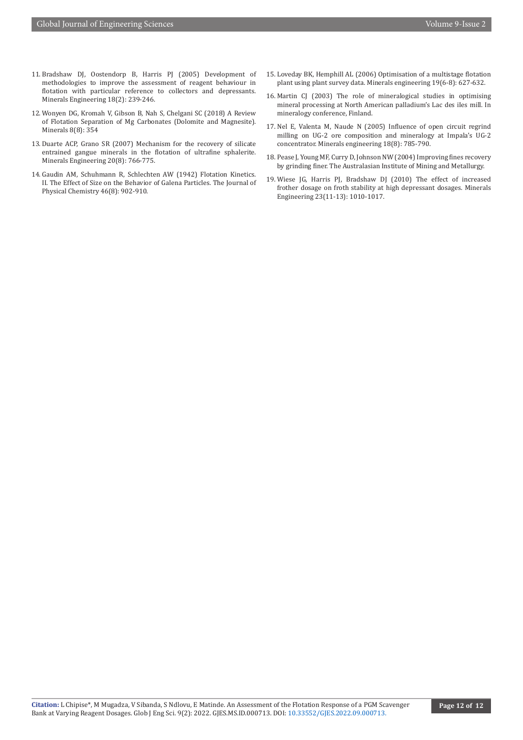11. Bradshaw DJ, Oostendorp B, Harris PJ (2005) Development of methodologies to improve the assessment of reagent behaviour in flotation with particular reference to collectors and depressants. Minerals Engineering 18(2): 239-246.
12. Wonyen DG, Kromah V, Gibson B, Nah S, Chelgani SC (2018) A Review of Flotation Separation of Mg Carbonates (Dolomite and Magnesite). Minerals 8(8): 354
13. Duarte ACP, Grano SR (2007) Mechanism for the recovery of silicate entrained gangue minerals in the flotation of ultrafine sphalerite. Minerals Engineering 20(8): 766-775.
14. Gaudin AM, Schuhmann R, Schlechten AW (1942) Flotation Kinetics. II. The Effect of Size on the Behavior of Galena Particles. The Journal of Physical Chemistry 46(8): 902-910.
15. Loveday BK, Hemphill AL (2006) Optimisation of a multistage flotation plant using plant survey data. Minerals engineering 19(6-8): 627-632.
16. Martin CJ (2003) The role of mineralogical studies in optimising mineral processing at North American palladium's Lac des iles mill. In mineralogy conference, Finland.
17. Nel E, Valenta M, Naude N (2005) Influence of open circuit regrind milling on UG-2 ore composition and mineralogy at Impala's UG-2 concentrator. Minerals engineering 18(8): 785-790.
18. Pease J, Young MF, Curry D, Johnson NW (2004) Improving fines recovery by grinding finer. The Australasian Institute of Mining and Metallurgy.
19. Wiese JG, Harris PJ, Bradshaw DJ (2010) The effect of increased frother dosage on froth stability at high depressant dosages. Minerals Engineering 23(11-13): 1010-1017.